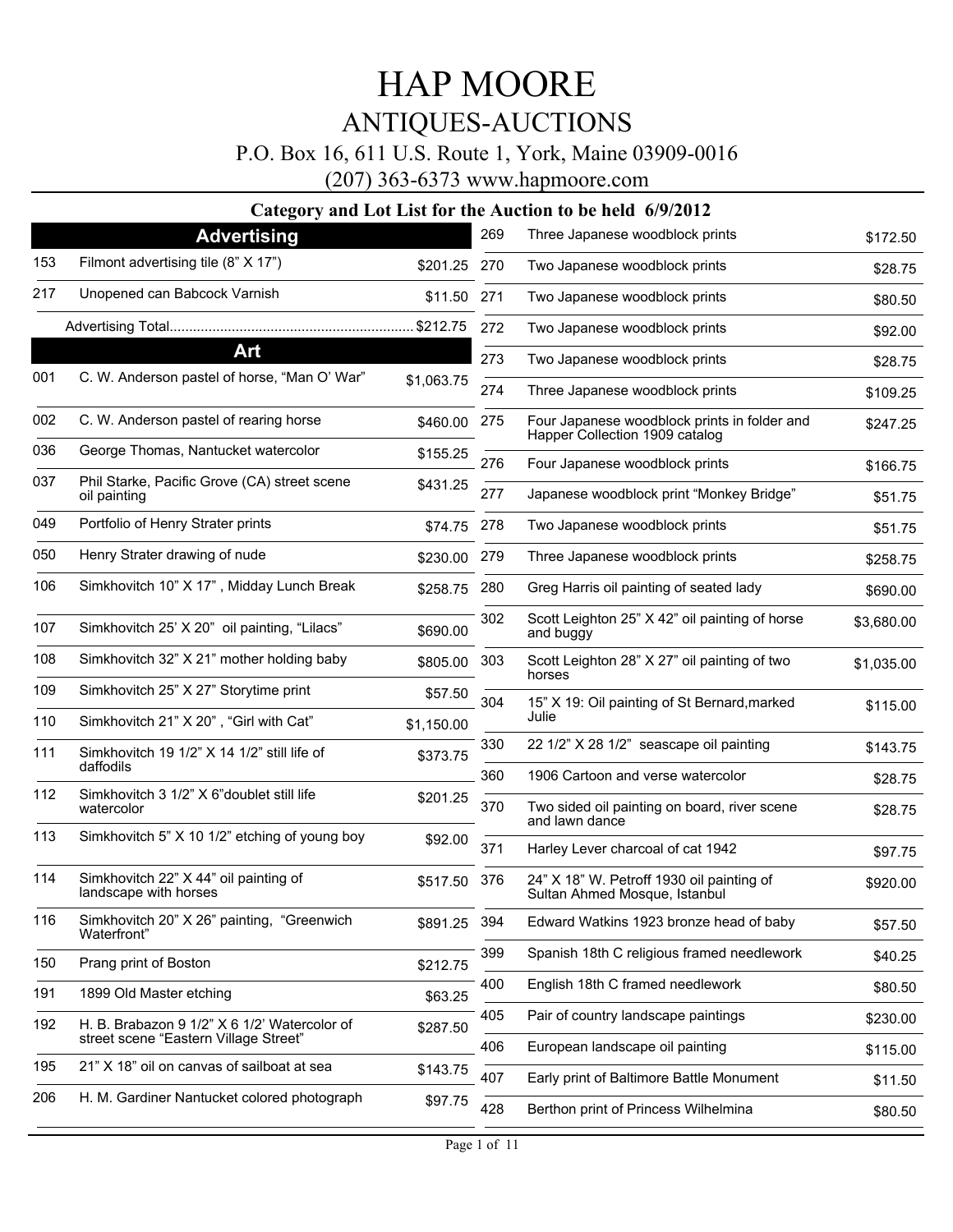# HAP MOORE

## ANTIQUES-AUCTIONS

P.O. Box 16, 611 U.S. Route 1, York, Maine 03909-0016

(207) 363-6373 www.hapmoore.com

### Category and Lot List for the Auction to be held 6/9/2012

## Advertising

| Lot | Description | Price |
|---|---|---|
| 153 | Filmont advertising tile (8" X 17") | $201.25 |
| 217 | Unopened can Babcock Varnish | $11.50 |
| | Advertising Total | $212.75 |

## Art

| Lot | Description | Price |
|---|---|---|
| 001 | C. W. Anderson pastel of horse, "Man O' War" | $1,063.75 |
| 002 | C. W. Anderson pastel of rearing horse | $460.00 |
| 036 | George Thomas, Nantucket watercolor | $155.25 |
| 037 | Phil Starke, Pacific Grove (CA) street scene oil painting | $431.25 |
| 049 | Portfolio of Henry Strater prints | $74.75 |
| 050 | Henry Strater drawing of nude | $230.00 |
| 106 | Simkhovitch 10" X 17" , Midday Lunch Break | $258.75 |
| 107 | Simkhovitch 25' X 20" oil painting, "Lilacs" | $690.00 |
| 108 | Simkhovitch 32" X 21" mother holding baby | $805.00 |
| 109 | Simkhovitch 25" X 27" Storytime print | $57.50 |
| 110 | Simkhovitch 21" X 20" , "Girl with Cat" | $1,150.00 |
| 111 | Simkhovitch 19 1/2" X 14 1/2" still life of daffodils | $373.75 |
| 112 | Simkhovitch 3 1/2" X 6"doublet still life watercolor | $201.25 |
| 113 | Simkhovitch 5" X 10 1/2" etching of young boy | $92.00 |
| 114 | Simkhovitch 22" X 44" oil painting of landscape with horses | $517.50 |
| 116 | Simkhovitch 20" X 26" painting, "Greenwich Waterfront" | $891.25 |
| 150 | Prang print of Boston | $212.75 |
| 191 | 1899 Old Master etching | $63.25 |
| 192 | H. B. Brabazon 9 1/2" X 6 1/2' Watercolor of street scene "Eastern Village Street" | $287.50 |
| 195 | 21" X 18" oil on canvas of sailboat at sea | $143.75 |
| 206 | H. M. Gardiner Nantucket colored photograph | $97.75 |
| 269 | Three Japanese woodblock prints | $172.50 |
| 270 | Two Japanese woodblock prints | $28.75 |
| 271 | Two Japanese woodblock prints | $80.50 |
| 272 | Two Japanese woodblock prints | $92.00 |
| 273 | Two Japanese woodblock prints | $28.75 |
| 274 | Three Japanese woodblock prints | $109.25 |
| 275 | Four Japanese woodblock prints in folder and Happer Collection 1909 catalog | $247.25 |
| 276 | Four Japanese woodblock prints | $166.75 |
| 277 | Japanese woodblock print "Monkey Bridge" | $51.75 |
| 278 | Two Japanese woodblock prints | $51.75 |
| 279 | Three Japanese woodblock prints | $258.75 |
| 280 | Greg Harris oil painting of seated lady | $690.00 |
| 302 | Scott Leighton 25" X 42" oil painting of horse and buggy | $3,680.00 |
| 303 | Scott Leighton 28" X 27" oil painting of two horses | $1,035.00 |
| 304 | 15" X 19: Oil painting of St Bernard,marked Julie | $115.00 |
| 330 | 22 1/2" X 28 1/2" seascape oil painting | $143.75 |
| 360 | 1906 Cartoon and verse watercolor | $28.75 |
| 370 | Two sided oil painting on board, river scene and lawn dance | $28.75 |
| 371 | Harley Lever charcoal of cat 1942 | $97.75 |
| 376 | 24" X 18" W. Petroff 1930 oil painting of Sultan Ahmed Mosque, Istanbul | $920.00 |
| 394 | Edward Watkins 1923 bronze head of baby | $57.50 |
| 399 | Spanish 18th C religious framed needlework | $40.25 |
| 400 | English 18th C framed needlework | $80.50 |
| 405 | Pair of country landscape paintings | $230.00 |
| 406 | European landscape oil painting | $115.00 |
| 407 | Early print of Baltimore Battle Monument | $11.50 |
| 428 | Berthon print of Princess Wilhelmina | $80.50 |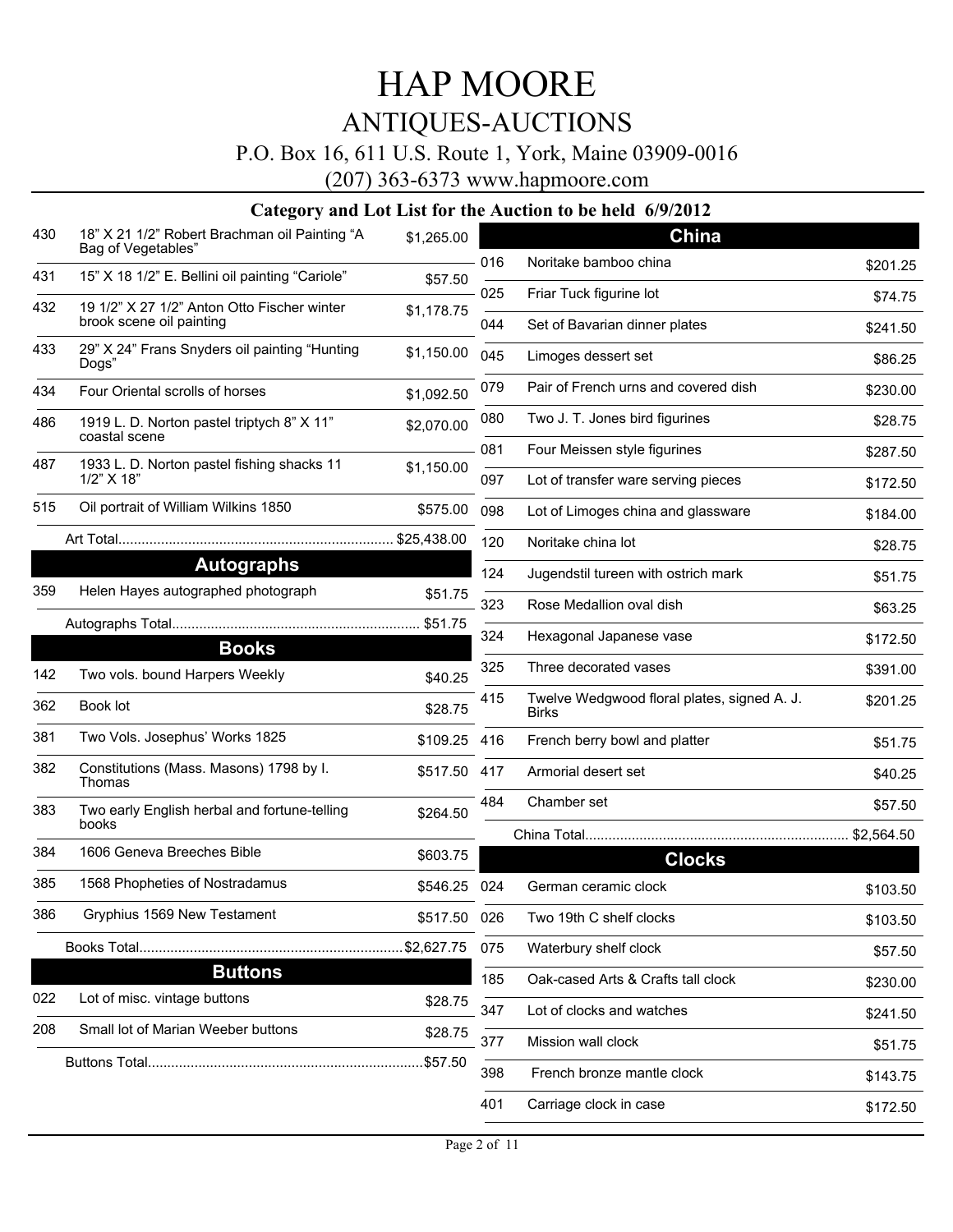# HAP MOORE

## ANTIQUES-AUCTIONS

P.O. Box 16, 611 U.S. Route 1, York, Maine 03909-0016

(207) 363-6373 www.hapmoore.com

### Category and Lot List for the Auction to be held 6/9/2012

| Lot | Description | Price |
|---|---|---|
| 430 | 18" X 21 1/2" Robert Brachman oil Painting "A Bag of Vegetables" | $1,265.00 |
| 431 | 15" X 18 1/2" E. Bellini oil painting "Cariole" | $57.50 |
| 432 | 19 1/2" X 27 1/2" Anton Otto Fischer winter brook scene oil painting | $1,178.75 |
| 433 | 29" X 24" Frans Snyders oil painting "Hunting Dogs" | $1,150.00 |
| 434 | Four Oriental scrolls of horses | $1,092.50 |
| 486 | 1919 L. D. Norton pastel triptych 8" X 11" coastal scene | $2,070.00 |
| 487 | 1933 L. D. Norton pastel fishing shacks 11 1/2" X 18" | $1,150.00 |
| 515 | Oil portrait of William Wilkins 1850 | $575.00 |

Art Total....... $25,438.00

## Autographs

| Lot | Description | Price |
|---|---|---|
| 359 | Helen Hayes autographed photograph | $51.75 |

Autographs Total....... $51.75

## Books

| Lot | Description | Price |
|---|---|---|
| 142 | Two vols. bound Harpers Weekly | $40.25 |
| 362 | Book lot | $28.75 |
| 381 | Two Vols. Josephus' Works 1825 | $109.25 |
| 382 | Constitutions (Mass. Masons) 1798 by I. Thomas | $517.50 |
| 383 | Two early English herbal and fortune-telling books | $264.50 |
| 384 | 1606 Geneva Breeches Bible | $603.75 |
| 385 | 1568 Phopheties of Nostradamus | $546.25 |
| 386 | Gryphius 1569 New Testament | $517.50 |

Books Total....... $2,627.75

## Buttons

| Lot | Description | Price |
|---|---|---|
| 022 | Lot of misc. vintage buttons | $28.75 |
| 208 | Small lot of Marian Weeber buttons | $28.75 |

Buttons Total....... $57.50

## China

| Lot | Description | Price |
|---|---|---|
| 016 | Noritake bamboo china | $201.25 |
| 025 | Friar Tuck figurine lot | $74.75 |
| 044 | Set of Bavarian dinner plates | $241.50 |
| 045 | Limoges dessert set | $86.25 |
| 079 | Pair of French urns and covered dish | $230.00 |
| 080 | Two J. T. Jones bird figurines | $28.75 |
| 081 | Four Meissen style figurines | $287.50 |
| 097 | Lot of transfer ware serving pieces | $172.50 |
| 098 | Lot of Limoges china and glassware | $184.00 |
| 120 | Noritake china lot | $28.75 |
| 124 | Jugendstil tureen with ostrich mark | $51.75 |
| 323 | Rose Medallion oval dish | $63.25 |
| 324 | Hexagonal Japanese vase | $172.50 |
| 325 | Three decorated vases | $391.00 |
| 415 | Twelve Wedgwood floral plates, signed A. J. Birks | $201.25 |
| 416 | French berry bowl and platter | $51.75 |
| 417 | Armorial desert set | $40.25 |
| 484 | Chamber set | $57.50 |

China Total....... $2,564.50

## Clocks

| Lot | Description | Price |
|---|---|---|
| 024 | German ceramic clock | $103.50 |
| 026 | Two 19th C shelf clocks | $103.50 |
| 075 | Waterbury shelf clock | $57.50 |
| 185 | Oak-cased Arts & Crafts tall clock | $230.00 |
| 347 | Lot of clocks and watches | $241.50 |
| 377 | Mission wall clock | $51.75 |
| 398 | French bronze mantle clock | $143.75 |
| 401 | Carriage clock in case | $172.50 |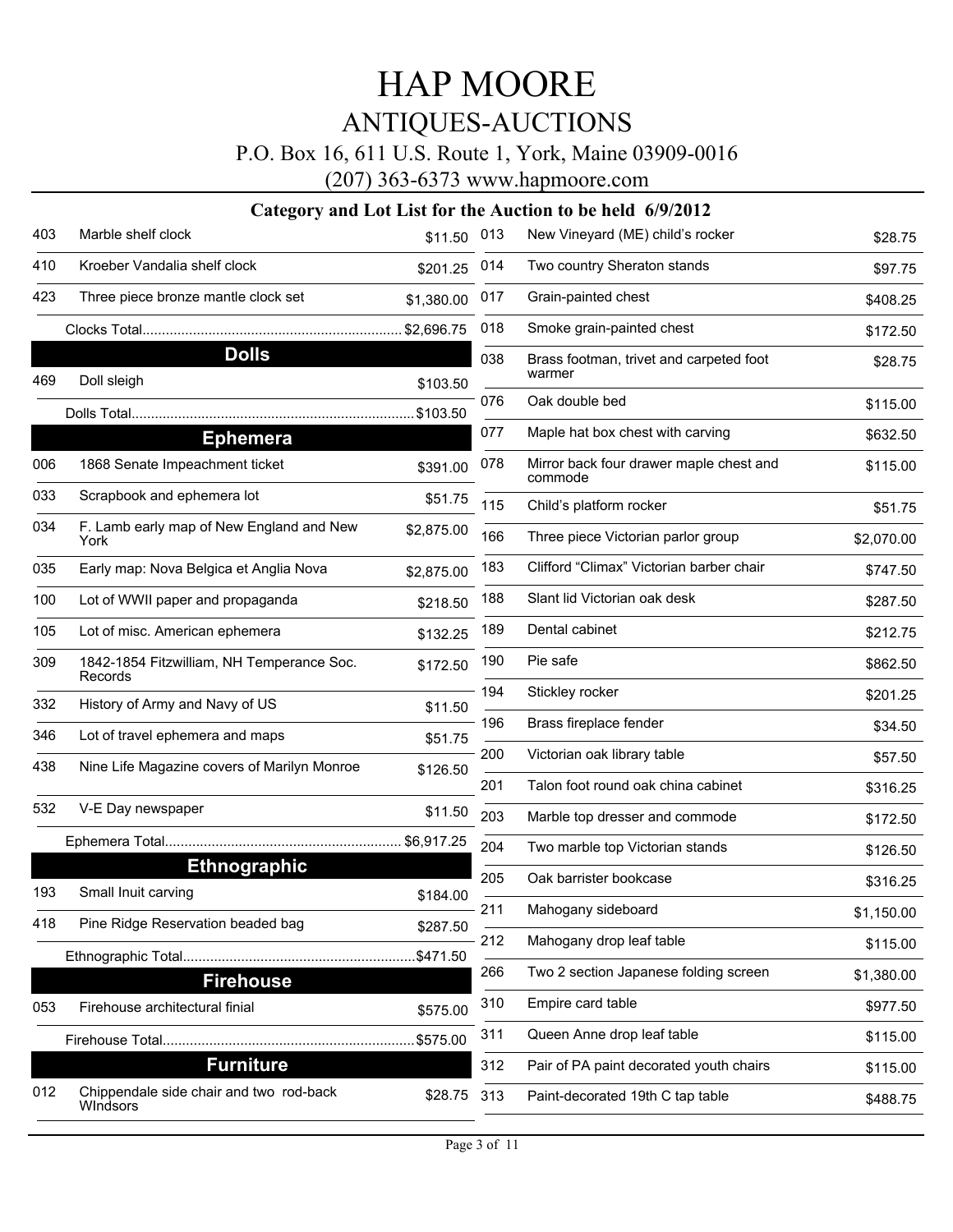# HAP MOORE

## ANTIQUES-AUCTIONS

P.O. Box 16, 611 U.S. Route 1, York, Maine 03909-0016

(207) 363-6373 www.hapmoore.com

### Category and Lot List for the Auction to be held 6/9/2012

| Lot | Description | Price |
|---|---|---|
| 403 | Marble shelf clock | $11.50 |
| 410 | Kroeber Vandalia shelf clock | $201.25 |
| 423 | Three piece bronze mantle clock set | $1,380.00 |
| | Clocks Total | $2,696.75 |

## Dolls

| Lot | Description | Price |
|---|---|---|
| 469 | Doll sleigh | $103.50 |
| | Dolls Total | $103.50 |

## Ephemera

| Lot | Description | Price |
|---|---|---|
| 006 | 1868 Senate Impeachment ticket | $391.00 |
| 033 | Scrapbook and ephemera lot | $51.75 |
| 034 | F. Lamb early map of New England and New York | $2,875.00 |
| 035 | Early map: Nova Belgica et Anglia Nova | $2,875.00 |
| 100 | Lot of WWII paper and propaganda | $218.50 |
| 105 | Lot of misc. American ephemera | $132.25 |
| 309 | 1842-1854 Fitzwilliam, NH Temperance Soc. Records | $172.50 |
| 332 | History of Army and Navy of US | $11.50 |
| 346 | Lot of travel ephemera and maps | $51.75 |
| 438 | Nine Life Magazine covers of Marilyn Monroe | $126.50 |
| 532 | V-E Day newspaper | $11.50 |
| | Ephemera Total | $6,917.25 |

## Ethnographic

| Lot | Description | Price |
|---|---|---|
| 193 | Small Inuit carving | $184.00 |
| 418 | Pine Ridge Reservation beaded bag | $287.50 |
| | Ethnographic Total | $471.50 |

## Firehouse

| Lot | Description | Price |
|---|---|---|
| 053 | Firehouse architectural finial | $575.00 |
| | Firehouse Total | $575.00 |

## Furniture

| Lot | Description | Price |
|---|---|---|
| 012 | Chippendale side chair and two rod-back WIndsors | $28.75 |
| 013 | New Vineyard (ME) child's rocker | $28.75 |
| 014 | Two country Sheraton stands | $97.75 |
| 017 | Grain-painted chest | $408.25 |
| 018 | Smoke grain-painted chest | $172.50 |
| 038 | Brass footman, trivet and carpeted foot warmer | $28.75 |
| 076 | Oak double bed | $115.00 |
| 077 | Maple hat box chest with carving | $632.50 |
| 078 | Mirror back four drawer maple chest and commode | $115.00 |
| 115 | Child's platform rocker | $51.75 |
| 166 | Three piece Victorian parlor group | $2,070.00 |
| 183 | Clifford "Climax" Victorian barber chair | $747.50 |
| 188 | Slant lid Victorian oak desk | $287.50 |
| 189 | Dental cabinet | $212.75 |
| 190 | Pie safe | $862.50 |
| 194 | Stickley rocker | $201.25 |
| 196 | Brass fireplace fender | $34.50 |
| 200 | Victorian oak library table | $57.50 |
| 201 | Talon foot round oak china cabinet | $316.25 |
| 203 | Marble top dresser and commode | $172.50 |
| 204 | Two marble top Victorian stands | $126.50 |
| 205 | Oak barrister bookcase | $316.25 |
| 211 | Mahogany sideboard | $1,150.00 |
| 212 | Mahogany drop leaf table | $115.00 |
| 266 | Two 2 section Japanese folding screen | $1,380.00 |
| 310 | Empire card table | $977.50 |
| 311 | Queen Anne drop leaf table | $115.00 |
| 312 | Pair of PA paint decorated youth chairs | $115.00 |
| 313 | Paint-decorated 19th C tap table | $488.75 |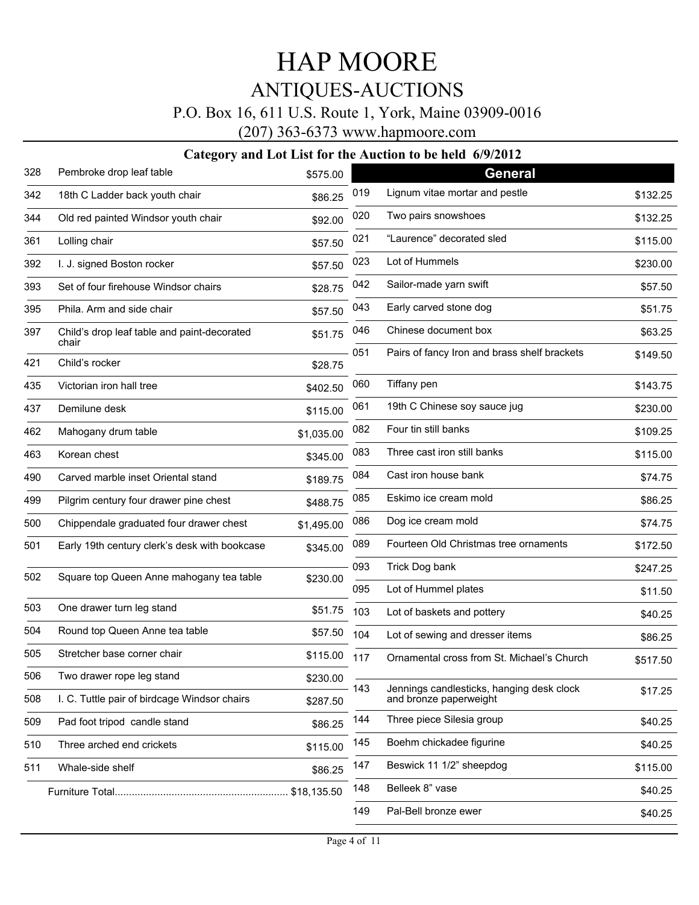# HAP MOORE

## ANTIQUES-AUCTIONS

P.O. Box 16, 611 U.S. Route 1, York, Maine 03909-0016

(207) 363-6373 www.hapmoore.com

### Category and Lot List for the Auction to be held 6/9/2012

| Lot | Description | Price |
|---|---|---|
| 328 | Pembroke drop leaf table | $575.00 |
| 342 | 18th C Ladder back youth chair | $86.25 |
| 344 | Old red painted Windsor youth chair | $92.00 |
| 361 | Lolling chair | $57.50 |
| 392 | I. J. signed Boston rocker | $57.50 |
| 393 | Set of four firehouse Windsor chairs | $28.75 |
| 395 | Phila. Arm and side chair | $57.50 |
| 397 | Child's drop leaf table and paint-decorated chair | $51.75 |
| 421 | Child's rocker | $28.75 |
| 435 | Victorian iron hall tree | $402.50 |
| 437 | Demilune desk | $115.00 |
| 462 | Mahogany drum table | $1,035.00 |
| 463 | Korean chest | $345.00 |
| 490 | Carved marble inset Oriental stand | $189.75 |
| 499 | Pilgrim century four drawer pine chest | $488.75 |
| 500 | Chippendale graduated four drawer chest | $1,495.00 |
| 501 | Early 19th century clerk's desk with bookcase | $345.00 |
| 502 | Square top Queen Anne mahogany tea table | $230.00 |
| 503 | One drawer turn leg stand | $51.75 |
| 504 | Round top Queen Anne tea table | $57.50 |
| 505 | Stretcher base corner chair | $115.00 |
| 506 | Two drawer rope leg stand | $230.00 |
| 508 | I. C. Tuttle pair of birdcage Windsor chairs | $287.50 |
| 509 | Pad foot tripod candle stand | $86.25 |
| 510 | Three arched end crickets | $115.00 |
| 511 | Whale-side shelf | $86.25 |

Furniture Total............................................................ $18,135.50

## General

| Lot | Description | Price |
|---|---|---|
| 019 | Lignum vitae mortar and pestle | $132.25 |
| 020 | Two pairs snowshoes | $132.25 |
| 021 | "Laurence" decorated sled | $115.00 |
| 023 | Lot of Hummels | $230.00 |
| 042 | Sailor-made yarn swift | $57.50 |
| 043 | Early carved stone dog | $51.75 |
| 046 | Chinese document box | $63.25 |
| 051 | Pairs of fancy Iron and brass shelf brackets | $149.50 |
| 060 | Tiffany pen | $143.75 |
| 061 | 19th C Chinese soy sauce jug | $230.00 |
| 082 | Four tin still banks | $109.25 |
| 083 | Three cast iron still banks | $115.00 |
| 084 | Cast iron house bank | $74.75 |
| 085 | Eskimo ice cream mold | $86.25 |
| 086 | Dog ice cream mold | $74.75 |
| 089 | Fourteen Old Christmas tree ornaments | $172.50 |
| 093 | Trick Dog bank | $247.25 |
| 095 | Lot of Hummel plates | $11.50 |
| 103 | Lot of baskets and pottery | $40.25 |
| 104 | Lot of sewing and dresser items | $86.25 |
| 117 | Ornamental cross from St. Michael's Church | $517.50 |
| 143 | Jennings candlesticks, hanging desk clock and bronze paperweight | $17.25 |
| 144 | Three piece Silesia group | $40.25 |
| 145 | Boehm chickadee figurine | $40.25 |
| 147 | Beswick 11 1/2" sheepdog | $115.00 |
| 148 | Belleek 8" vase | $40.25 |
| 149 | Pal-Bell bronze ewer | $40.25 |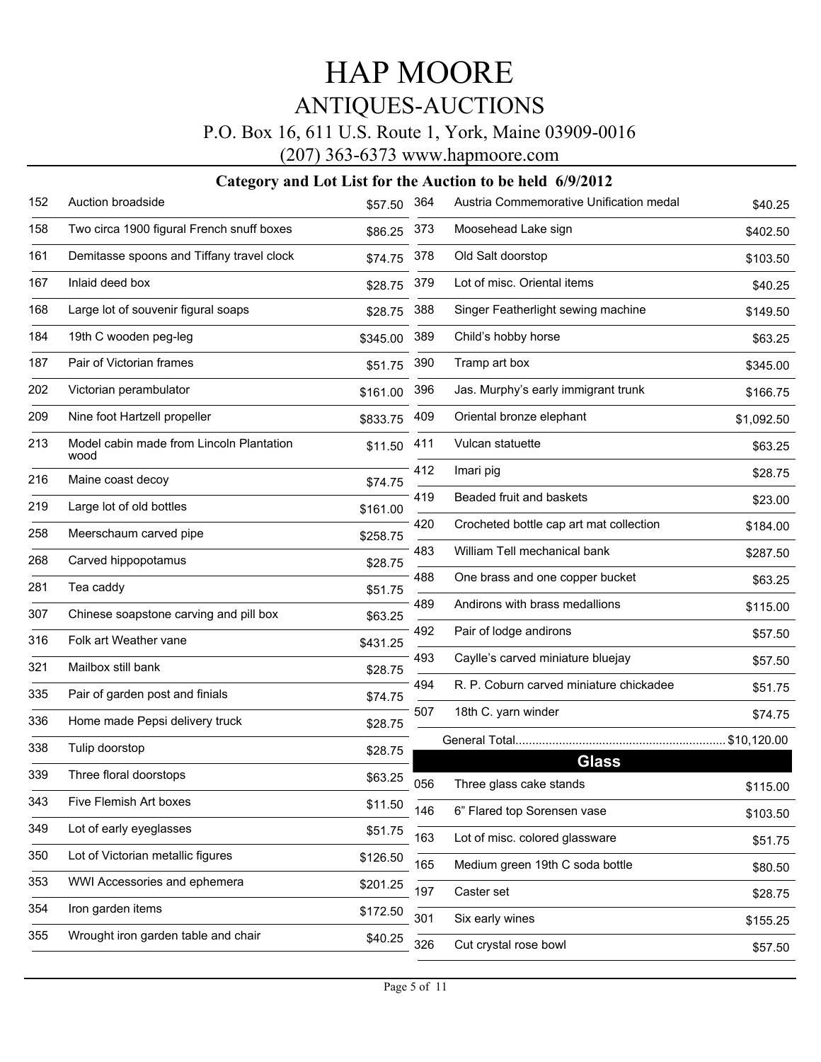# HAP MOORE

## ANTIQUES-AUCTIONS

P.O. Box 16, 611 U.S. Route 1, York, Maine 03909-0016

(207) 363-6373 www.hapmoore.com

### Category and Lot List for the Auction to be held 6/9/2012

| Lot | Description | Price |
|---|---|---|
| 152 | Auction broadside | $57.50 |
| 158 | Two circa 1900 figural French snuff boxes | $86.25 |
| 161 | Demitasse spoons and Tiffany travel clock | $74.75 |
| 167 | Inlaid deed box | $28.75 |
| 168 | Large lot of souvenir figural soaps | $28.75 |
| 184 | 19th C wooden peg-leg | $345.00 |
| 187 | Pair of Victorian frames | $51.75 |
| 202 | Victorian perambulator | $161.00 |
| 209 | Nine foot Hartzell propeller | $833.75 |
| 213 | Model cabin made from Lincoln Plantation wood | $11.50 |
| 216 | Maine coast decoy | $74.75 |
| 219 | Large lot of old bottles | $161.00 |
| 258 | Meerschaum carved pipe | $258.75 |
| 268 | Carved hippopotamus | $28.75 |
| 281 | Tea caddy | $51.75 |
| 307 | Chinese soapstone carving and pill box | $63.25 |
| 316 | Folk art Weather vane | $431.25 |
| 321 | Mailbox still bank | $28.75 |
| 335 | Pair of garden post and finials | $74.75 |
| 336 | Home made Pepsi delivery truck | $28.75 |
| 338 | Tulip doorstop | $28.75 |
| 339 | Three floral doorstops | $63.25 |
| 343 | Five Flemish Art boxes | $11.50 |
| 349 | Lot of early eyeglasses | $51.75 |
| 350 | Lot of Victorian metallic figures | $126.50 |
| 353 | WWI Accessories and ephemera | $201.25 |
| 354 | Iron garden items | $172.50 |
| 355 | Wrought iron garden table and chair | $40.25 |
| 364 | Austria Commemorative Unification medal | $40.25 |
| 373 | Moosehead Lake sign | $402.50 |
| 378 | Old Salt doorstop | $103.50 |
| 379 | Lot of misc. Oriental items | $40.25 |
| 388 | Singer Featherlight sewing machine | $149.50 |
| 389 | Child's hobby horse | $63.25 |
| 390 | Tramp art box | $345.00 |
| 396 | Jas. Murphy's early immigrant trunk | $166.75 |
| 409 | Oriental bronze elephant | $1,092.50 |
| 411 | Vulcan statuette | $63.25 |
| 412 | Imari pig | $28.75 |
| 419 | Beaded fruit and baskets | $23.00 |
| 420 | Crocheted bottle cap art mat collection | $184.00 |
| 483 | William Tell mechanical bank | $287.50 |
| 488 | One brass and one copper bucket | $63.25 |
| 489 | Andirons with brass medallions | $115.00 |
| 492 | Pair of lodge andirons | $57.50 |
| 493 | Caylle's carved miniature bluejay | $57.50 |
| 494 | R. P. Coburn carved miniature chickadee | $51.75 |
| 507 | 18th C. yarn winder | $74.75 |

General Total............................................................... $10,120.00

## Glass

| Lot | Description | Price |
|---|---|---|
| 056 | Three glass cake stands | $115.00 |
| 146 | 6" Flared top Sorensen vase | $103.50 |
| 163 | Lot of misc. colored glassware | $51.75 |
| 165 | Medium green 19th C soda bottle | $80.50 |
| 197 | Caster set | $28.75 |
| 301 | Six early wines | $155.25 |
| 326 | Cut crystal rose bowl | $57.50 |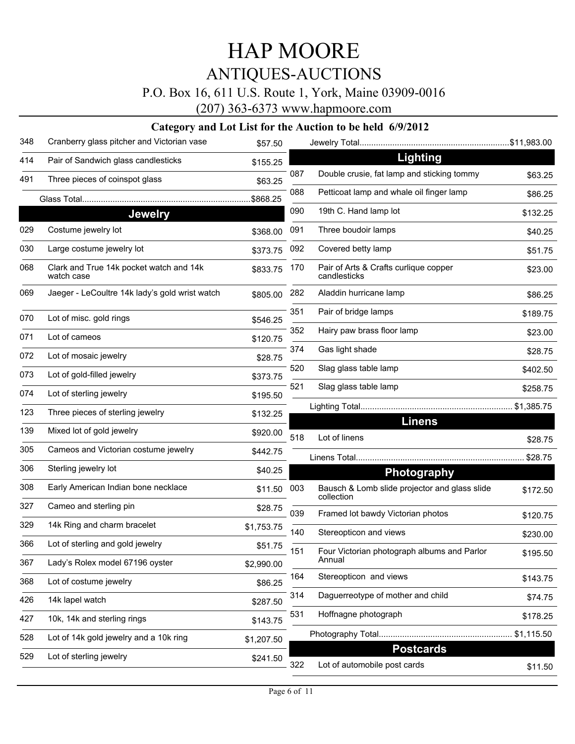# HAP MOORE

## ANTIQUES-AUCTIONS

P.O. Box 16, 611 U.S. Route 1, York, Maine 03909-0016

(207) 363-6373 www.hapmoore.com

### Category and Lot List for the Auction to be held 6/9/2012

| Lot | Description | Price |
|---|---|---|
| 348 | Cranberry glass pitcher and Victorian vase | $57.50 |
| 414 | Pair of Sandwich glass candlesticks | $155.25 |
| 491 | Three pieces of coinspot glass | $63.25 |
| | Glass Total | $868.25 |

## Jewelry

| Lot | Description | Price |
|---|---|---|
| 029 | Costume jewelry lot | $368.00 |
| 030 | Large costume jewelry lot | $373.75 |
| 068 | Clark and True 14k pocket watch and 14k watch case | $833.75 |
| 069 | Jaeger - LeCoultre 14k lady's gold wrist watch | $805.00 |
| 070 | Lot of misc. gold rings | $546.25 |
| 071 | Lot of cameos | $120.75 |
| 072 | Lot of mosaic jewelry | $28.75 |
| 073 | Lot of gold-filled jewelry | $373.75 |
| 074 | Lot of sterling jewelry | $195.50 |
| 123 | Three pieces of sterling jewelry | $132.25 |
| 139 | Mixed lot of gold jewelry | $920.00 |
| 305 | Cameos and Victorian costume jewelry | $442.75 |
| 306 | Sterling jewelry lot | $40.25 |
| 308 | Early American Indian bone necklace | $11.50 |
| 327 | Cameo and sterling pin | $28.75 |
| 329 | 14k Ring and charm bracelet | $1,753.75 |
| 366 | Lot of sterling and gold jewelry | $51.75 |
| 367 | Lady's Rolex model 67196 oyster | $2,990.00 |
| 368 | Lot of costume jewelry | $86.25 |
| 426 | 14k lapel watch | $287.50 |
| 427 | 10k, 14k and sterling rings | $143.75 |
| 528 | Lot of 14k gold jewelry and a 10k ring | $1,207.50 |
| 529 | Lot of sterling jewelry | $241.50 |
| | Jewelry Total | $11,983.00 |

## Lighting

| Lot | Description | Price |
|---|---|---|
| 087 | Double crusie, fat lamp and sticking tommy | $63.25 |
| 088 | Petticoat lamp and whale oil finger lamp | $86.25 |
| 090 | 19th C. Hand lamp lot | $132.25 |
| 091 | Three boudoir lamps | $40.25 |
| 092 | Covered betty lamp | $51.75 |
| 170 | Pair of Arts & Crafts curlique copper candlesticks | $23.00 |
| 282 | Aladdin hurricane lamp | $86.25 |
| 351 | Pair of bridge lamps | $189.75 |
| 352 | Hairy paw brass floor lamp | $23.00 |
| 374 | Gas light shade | $28.75 |
| 520 | Slag glass table lamp | $402.50 |
| 521 | Slag glass table lamp | $258.75 |
| | Lighting Total | $1,385.75 |

## Linens

| Lot | Description | Price |
|---|---|---|
| 518 | Lot of linens | $28.75 |
| | Linens Total | $28.75 |

## Photography

| Lot | Description | Price |
|---|---|---|
| 003 | Bausch & Lomb slide projector and glass slide collection | $172.50 |
| 039 | Framed lot bawdy Victorian photos | $120.75 |
| 140 | Stereopticon and views | $230.00 |
| 151 | Four Victorian photograph albums and Parlor Annual | $195.50 |
| 164 | Stereopticon and views | $143.75 |
| 314 | Daguerreotype of mother and child | $74.75 |
| 531 | Hoffnagne photograph | $178.25 |
| | Photography Total | $1,115.50 |

## Postcards

| Lot | Description | Price |
|---|---|---|
| 322 | Lot of automobile post cards | $11.50 |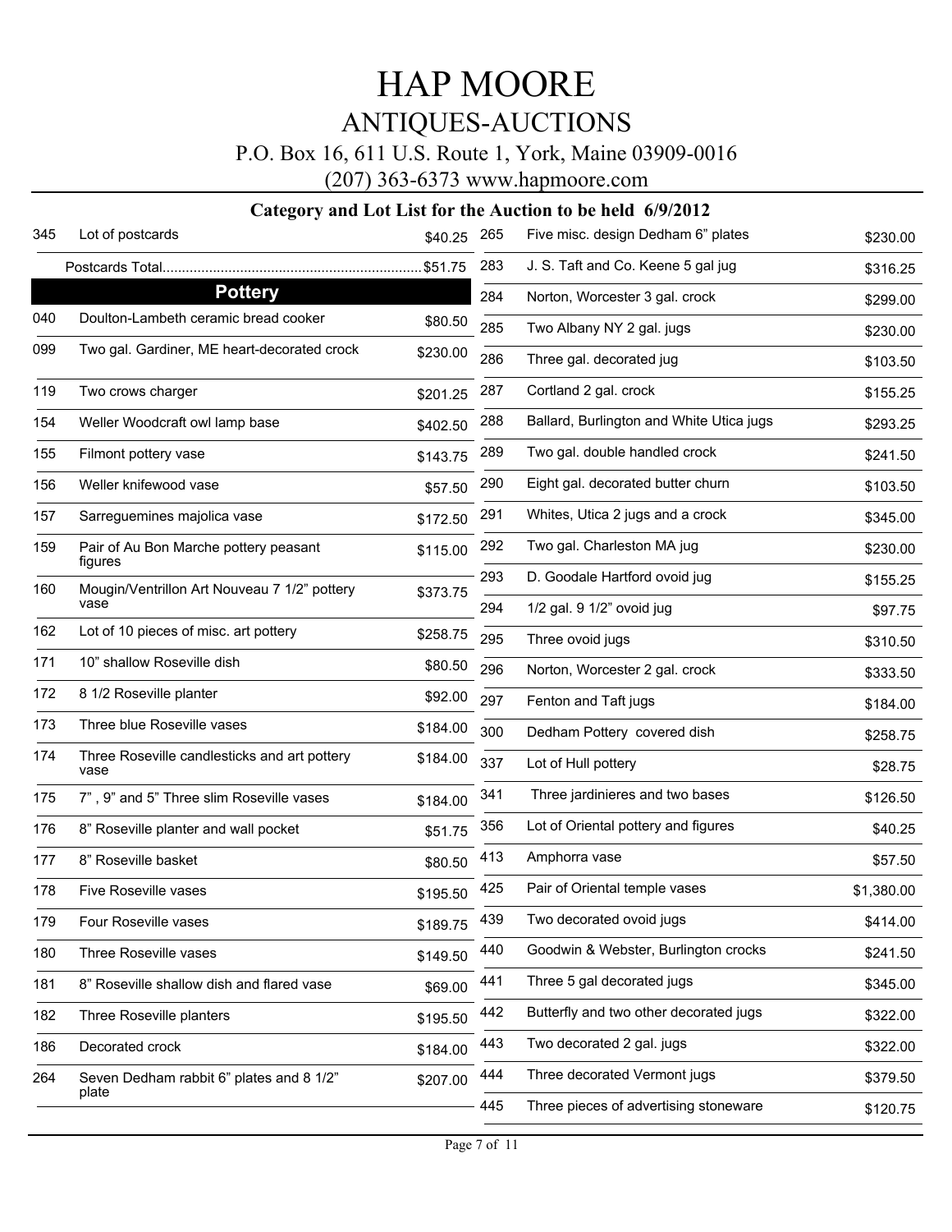# HAP MOORE

## ANTIQUES-AUCTIONS

P.O. Box 16, 611 U.S. Route 1, York, Maine 03909-0016

(207) 363-6373 www.hapmoore.com

### Category and Lot List for the Auction to be held 6/9/2012

| Lot | Description | Price |
|---|---|---|
| 345 | Lot of postcards | $40.25 |
| | Postcards Total | $51.75 |

## Pottery

| Lot | Description | Price |
|---|---|---|
| 040 | Doulton-Lambeth ceramic bread cooker | $80.50 |
| 099 | Two gal. Gardiner, ME heart-decorated crock | $230.00 |
| 119 | Two crows charger | $201.25 |
| 154 | Weller Woodcraft owl lamp base | $402.50 |
| 155 | Filmont pottery vase | $143.75 |
| 156 | Weller knifewood vase | $57.50 |
| 157 | Sarreguemines majolica vase | $172.50 |
| 159 | Pair of Au Bon Marche pottery peasant figures | $115.00 |
| 160 | Mougin/Ventrillon Art Nouveau 7 1/2" pottery vase | $373.75 |
| 162 | Lot of 10 pieces of misc. art pottery | $258.75 |
| 171 | 10" shallow Roseville dish | $80.50 |
| 172 | 8 1/2 Roseville planter | $92.00 |
| 173 | Three blue Roseville vases | $184.00 |
| 174 | Three Roseville candlesticks and art pottery vase | $184.00 |
| 175 | 7" , 9" and 5" Three slim Roseville vases | $184.00 |
| 176 | 8" Roseville planter and wall pocket | $51.75 |
| 177 | 8" Roseville basket | $80.50 |
| 178 | Five Roseville vases | $195.50 |
| 179 | Four Roseville vases | $189.75 |
| 180 | Three Roseville vases | $149.50 |
| 181 | 8" Roseville shallow dish and flared vase | $69.00 |
| 182 | Three Roseville planters | $195.50 |
| 186 | Decorated crock | $184.00 |
| 264 | Seven Dedham rabbit 6" plates and 8 1/2" plate | $207.00 |
| 265 | Five misc. design Dedham 6" plates | $230.00 |
| 283 | J. S. Taft and Co. Keene 5 gal jug | $316.25 |
| 284 | Norton, Worcester 3 gal. crock | $299.00 |
| 285 | Two Albany NY 2 gal. jugs | $230.00 |
| 286 | Three gal. decorated jug | $103.50 |
| 287 | Cortland 2 gal. crock | $155.25 |
| 288 | Ballard, Burlington and White Utica jugs | $293.25 |
| 289 | Two gal. double handled crock | $241.50 |
| 290 | Eight gal. decorated butter churn | $103.50 |
| 291 | Whites, Utica 2 jugs and a crock | $345.00 |
| 292 | Two gal. Charleston MA jug | $230.00 |
| 293 | D. Goodale Hartford ovoid jug | $155.25 |
| 294 | 1/2 gal. 9 1/2" ovoid jug | $97.75 |
| 295 | Three ovoid jugs | $310.50 |
| 296 | Norton, Worcester 2 gal. crock | $333.50 |
| 297 | Fenton and Taft jugs | $184.00 |
| 300 | Dedham Pottery covered dish | $258.75 |
| 337 | Lot of Hull pottery | $28.75 |
| 341 | Three jardinieres and two bases | $126.50 |
| 356 | Lot of Oriental pottery and figures | $40.25 |
| 413 | Amphorra vase | $57.50 |
| 425 | Pair of Oriental temple vases | $1,380.00 |
| 439 | Two decorated ovoid jugs | $414.00 |
| 440 | Goodwin & Webster, Burlington crocks | $241.50 |
| 441 | Three 5 gal decorated jugs | $345.00 |
| 442 | Butterfly and two other decorated jugs | $322.00 |
| 443 | Two decorated 2 gal. jugs | $322.00 |
| 444 | Three decorated Vermont jugs | $379.50 |
| 445 | Three pieces of advertising stoneware | $120.75 |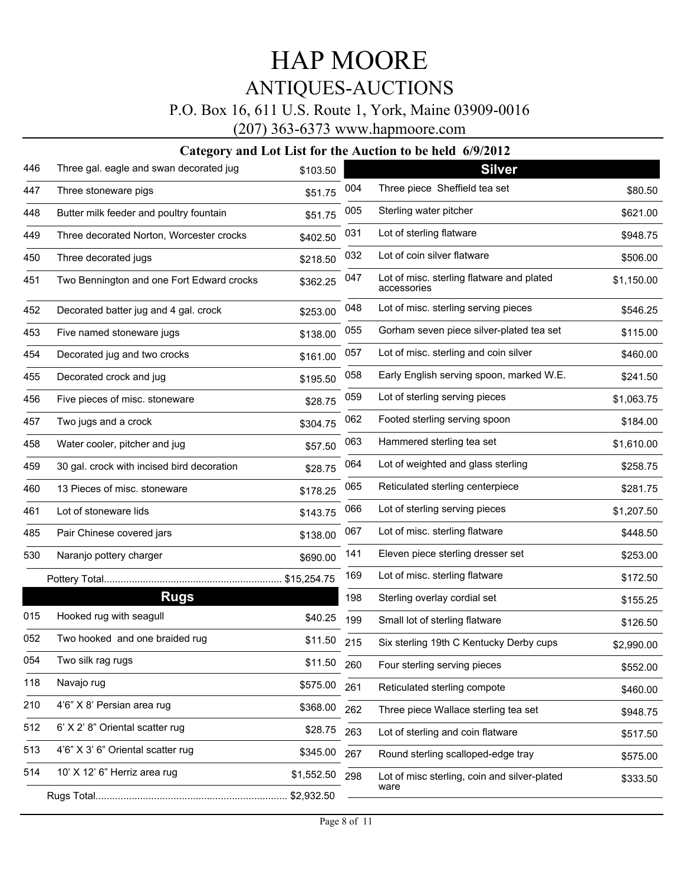# HAP MOORE

## ANTIQUES-AUCTIONS

P.O. Box 16, 611 U.S. Route 1, York, Maine 03909-0016

(207) 363-6373 www.hapmoore.com

### Category and Lot List for the Auction to be held 6/9/2012

| Lot | Description | Price |
|---|---|---|
| 446 | Three gal. eagle and swan decorated jug | $103.50 |
| 447 | Three stoneware pigs | $51.75 |
| 448 | Butter milk feeder and poultry fountain | $51.75 |
| 449 | Three decorated Norton, Worcester crocks | $402.50 |
| 450 | Three decorated jugs | $218.50 |
| 451 | Two Bennington and one Fort Edward crocks | $362.25 |
| 452 | Decorated batter jug and 4 gal. crock | $253.00 |
| 453 | Five named stoneware jugs | $138.00 |
| 454 | Decorated jug and two crocks | $161.00 |
| 455 | Decorated crock and jug | $195.50 |
| 456 | Five pieces of misc. stoneware | $28.75 |
| 457 | Two jugs and a crock | $304.75 |
| 458 | Water cooler, pitcher and jug | $57.50 |
| 459 | 30 gal. crock with incised bird decoration | $28.75 |
| 460 | 13 Pieces of misc. stoneware | $178.25 |
| 461 | Lot of stoneware lids | $143.75 |
| 485 | Pair Chinese covered jars | $138.00 |
| 530 | Naranjo pottery charger | $690.00 |
| | Pottery Total | $15,254.75 |

## Rugs

| Lot | Description | Price |
|---|---|---|
| 015 | Hooked rug with seagull | $40.25 |
| 052 | Two hooked and one braided rug | $11.50 |
| 054 | Two silk rag rugs | $11.50 |
| 118 | Navajo rug | $575.00 |
| 210 | 4'6" X 8' Persian area rug | $368.00 |
| 512 | 6' X 2' 8" Oriental scatter rug | $28.75 |
| 513 | 4'6" X 3' 6" Oriental scatter rug | $345.00 |
| 514 | 10' X 12' 6" Herriz area rug | $1,552.50 |
| | Rugs Total | $2,932.50 |

## Silver

| Lot | Description | Price |
|---|---|---|
| 004 | Three piece Sheffield tea set | $80.50 |
| 005 | Sterling water pitcher | $621.00 |
| 031 | Lot of sterling flatware | $948.75 |
| 032 | Lot of coin silver flatware | $506.00 |
| 047 | Lot of misc. sterling flatware and plated accessories | $1,150.00 |
| 048 | Lot of misc. sterling serving pieces | $546.25 |
| 055 | Gorham seven piece silver-plated tea set | $115.00 |
| 057 | Lot of misc. sterling and coin silver | $460.00 |
| 058 | Early English serving spoon, marked W.E. | $241.50 |
| 059 | Lot of sterling serving pieces | $1,063.75 |
| 062 | Footed sterling serving spoon | $184.00 |
| 063 | Hammered sterling tea set | $1,610.00 |
| 064 | Lot of weighted and glass sterling | $258.75 |
| 065 | Reticulated sterling centerpiece | $281.75 |
| 066 | Lot of sterling serving pieces | $1,207.50 |
| 067 | Lot of misc. sterling flatware | $448.50 |
| 141 | Eleven piece sterling dresser set | $253.00 |
| 169 | Lot of misc. sterling flatware | $172.50 |
| 198 | Sterling overlay cordial set | $155.25 |
| 199 | Small lot of sterling flatware | $126.50 |
| 215 | Six sterling 19th C Kentucky Derby cups | $2,990.00 |
| 260 | Four sterling serving pieces | $552.00 |
| 261 | Reticulated sterling compote | $460.00 |
| 262 | Three piece Wallace sterling tea set | $948.75 |
| 263 | Lot of sterling and coin flatware | $517.50 |
| 267 | Round sterling scalloped-edge tray | $575.00 |
| 298 | Lot of misc sterling, coin and silver-plated ware | $333.50 |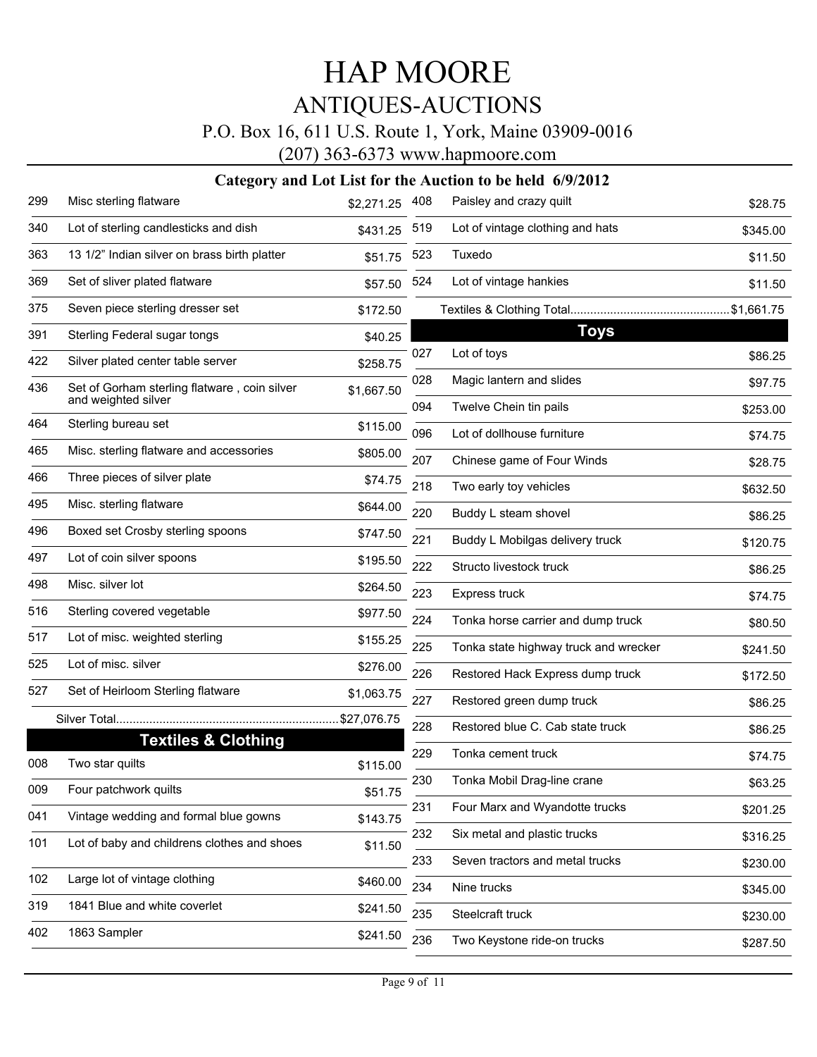# HAP MOORE

## ANTIQUES-AUCTIONS

P.O. Box 16, 611 U.S. Route 1, York, Maine 03909-0016

(207) 363-6373 www.hapmoore.com

### Category and Lot List for the Auction to be held 6/9/2012

| Lot | Description | Price |
|---|---|---|
| 299 | Misc sterling flatware | $2,271.25 |
| 340 | Lot of sterling candlesticks and dish | $431.25 |
| 363 | 13 1/2" Indian silver on brass birth platter | $51.75 |
| 369 | Set of sliver plated flatware | $57.50 |
| 375 | Seven piece sterling dresser set | $172.50 |
| 391 | Sterling Federal sugar tongs | $40.25 |
| 422 | Silver plated center table server | $258.75 |
| 436 | Set of Gorham sterling flatware , coin silver and weighted silver | $1,667.50 |
| 464 | Sterling bureau set | $115.00 |
| 465 | Misc. sterling flatware and accessories | $805.00 |
| 466 | Three pieces of silver plate | $74.75 |
| 495 | Misc. sterling flatware | $644.00 |
| 496 | Boxed set Crosby sterling spoons | $747.50 |
| 497 | Lot of coin silver spoons | $195.50 |
| 498 | Misc. silver lot | $264.50 |
| 516 | Sterling covered vegetable | $977.50 |
| 517 | Lot of misc. weighted sterling | $155.25 |
| 525 | Lot of misc. silver | $276.00 |
| 527 | Set of Heirloom Sterling flatware | $1,063.75 |

Silver Total.................................................................. $27,076.75

## Textiles & Clothing

| Lot | Description | Price |
|---|---|---|
| 008 | Two star quilts | $115.00 |
| 009 | Four patchwork quilts | $51.75 |
| 041 | Vintage wedding and formal blue gowns | $143.75 |
| 101 | Lot of baby and childrens clothes and shoes | $11.50 |
| 102 | Large lot of vintage clothing | $460.00 |
| 319 | 1841 Blue and white coverlet | $241.50 |
| 402 | 1863 Sampler | $241.50 |
| 408 | Paisley and crazy quilt | $28.75 |
| 519 | Lot of vintage clothing and hats | $345.00 |
| 523 | Tuxedo | $11.50 |
| 524 | Lot of vintage hankies | $11.50 |

Textiles & Clothing Total................................................ $1,661.75

## Toys

| Lot | Description | Price |
|---|---|---|
| 027 | Lot of toys | $86.25 |
| 028 | Magic lantern and slides | $97.75 |
| 094 | Twelve Chein tin pails | $253.00 |
| 096 | Lot of dollhouse furniture | $74.75 |
| 207 | Chinese game of Four Winds | $28.75 |
| 218 | Two early toy vehicles | $632.50 |
| 220 | Buddy L steam shovel | $86.25 |
| 221 | Buddy L Mobilgas delivery truck | $120.75 |
| 222 | Structo livestock truck | $86.25 |
| 223 | Express truck | $74.75 |
| 224 | Tonka horse carrier and dump truck | $80.50 |
| 225 | Tonka state highway truck and wrecker | $241.50 |
| 226 | Restored Hack Express dump truck | $172.50 |
| 227 | Restored green dump truck | $86.25 |
| 228 | Restored blue C. Cab state truck | $86.25 |
| 229 | Tonka cement truck | $74.75 |
| 230 | Tonka Mobil Drag-line crane | $63.25 |
| 231 | Four Marx and Wyandotte trucks | $201.25 |
| 232 | Six metal and plastic trucks | $316.25 |
| 233 | Seven tractors and metal trucks | $230.00 |
| 234 | Nine trucks | $345.00 |
| 235 | Steelcraft truck | $230.00 |
| 236 | Two Keystone ride-on trucks | $287.50 |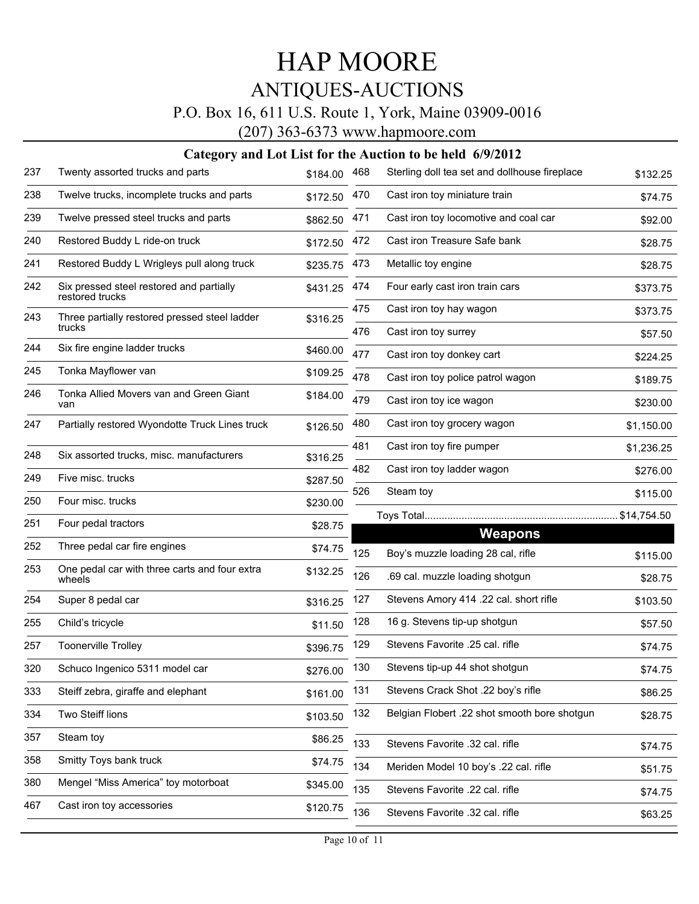# HAP MOORE

## ANTIQUES-AUCTIONS

P.O. Box 16, 611 U.S. Route 1, York, Maine 03909-0016

(207) 363-6373 www.hapmoore.com

### Category and Lot List for the Auction to be held 6/9/2012

| Lot | Description | Price |
|---|---|---|
| 237 | Twenty assorted trucks and parts | $184.00 |
| 238 | Twelve trucks, incomplete trucks and parts | $172.50 |
| 239 | Twelve pressed steel trucks and parts | $862.50 |
| 240 | Restored Buddy L ride-on truck | $172.50 |
| 241 | Restored Buddy L Wrigleys pull along truck | $235.75 |
| 242 | Six pressed steel restored and partially restored trucks | $431.25 |
| 243 | Three partially restored pressed steel ladder trucks | $316.25 |
| 244 | Six fire engine ladder trucks | $460.00 |
| 245 | Tonka Mayflower van | $109.25 |
| 246 | Tonka Allied Movers van and Green Giant van | $184.00 |
| 247 | Partially restored Wyondotte Truck Lines truck | $126.50 |
| 248 | Six assorted trucks, misc. manufacturers | $316.25 |
| 249 | Five misc. trucks | $287.50 |
| 250 | Four misc. trucks | $230.00 |
| 251 | Four pedal tractors | $28.75 |
| 252 | Three pedal car fire engines | $74.75 |
| 253 | One pedal car with three carts and four extra wheels | $132.25 |
| 254 | Super 8 pedal car | $316.25 |
| 255 | Child's tricycle | $11.50 |
| 257 | Toonerville Trolley | $396.75 |
| 320 | Schuco Ingenico 5311 model car | $276.00 |
| 333 | Steiff zebra, giraffe and elephant | $161.00 |
| 334 | Two Steiff lions | $103.50 |
| 357 | Steam toy | $86.25 |
| 358 | Smitty Toys bank truck | $74.75 |
| 380 | Mengel "Miss America" toy motorboat | $345.00 |
| 467 | Cast iron toy accessories | $120.75 |
| 468 | Sterling doll tea set and dollhouse fireplace | $132.25 |
| 470 | Cast iron toy miniature train | $74.75 |
| 471 | Cast iron toy locomotive and coal car | $92.00 |
| 472 | Cast iron Treasure Safe bank | $28.75 |
| 473 | Metallic toy engine | $28.75 |
| 474 | Four early cast iron train cars | $373.75 |
| 475 | Cast iron toy hay wagon | $373.75 |
| 476 | Cast iron toy surrey | $57.50 |
| 477 | Cast iron toy donkey cart | $224.25 |
| 478 | Cast iron toy police patrol wagon | $189.75 |
| 479 | Cast iron toy ice wagon | $230.00 |
| 480 | Cast iron toy grocery wagon | $1,150.00 |
| 481 | Cast iron toy fire pumper | $1,236.25 |
| 482 | Cast iron toy ladder wagon | $276.00 |
| 526 | Steam toy | $115.00 |

Toys Total........................................................................ $14,754.50

## Weapons

| Lot | Description | Price |
|---|---|---|
| 125 | Boy's muzzle loading 28 cal, rifle | $115.00 |
| 126 | .69 cal. muzzle loading shotgun | $28.75 |
| 127 | Stevens Amory 414 .22 cal. short rifle | $103.50 |
| 128 | 16 g. Stevens tip-up shotgun | $57.50 |
| 129 | Stevens Favorite .25 cal. rifle | $74.75 |
| 130 | Stevens tip-up 44 shot shotgun | $74.75 |
| 131 | Stevens Crack Shot .22 boy's rifle | $86.25 |
| 132 | Belgian Flobert .22 shot smooth bore shotgun | $28.75 |
| 133 | Stevens Favorite .32 cal. rifle | $74.75 |
| 134 | Meriden Model 10 boy's .22 cal. rifle | $51.75 |
| 135 | Stevens Favorite .22 cal. rifle | $74.75 |
| 136 | Stevens Favorite .32 cal. rifle | $63.25 |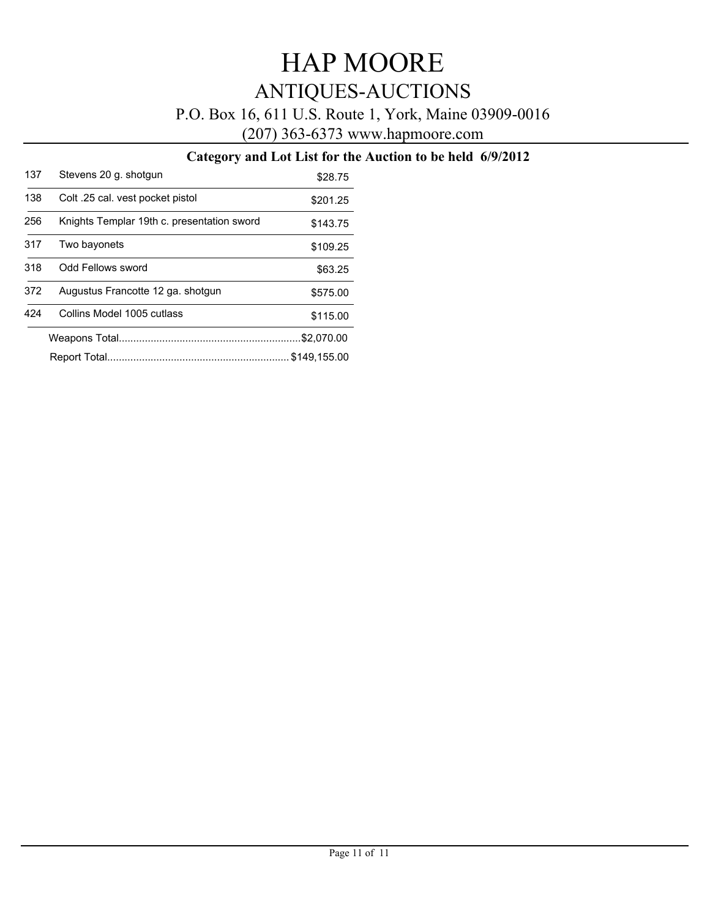# HAP MOORE

## ANTIQUES-AUCTIONS

P.O. Box 16, 611 U.S. Route 1, York, Maine 03909-0016

(207) 363-6373 www.hapmoore.com

### Category and Lot List for the Auction to be held 6/9/2012

| | | |
|---|---|---|
| 137 | Stevens 20 g. shotgun | $28.75 |
| 138 | Colt .25 cal. vest pocket pistol | $201.25 |
| 256 | Knights Templar 19th c. presentation sword | $143.75 |
| 317 | Two bayonets | $109.25 |
| 318 | Odd Fellows sword | $63.25 |
| 372 | Augustus Francotte 12 ga. shotgun | $575.00 |
| 424 | Collins Model 1005 cutlass | $115.00 |

Weapons Total...............................................................$2,070.00

Report Total.............................................................. $149,155.00